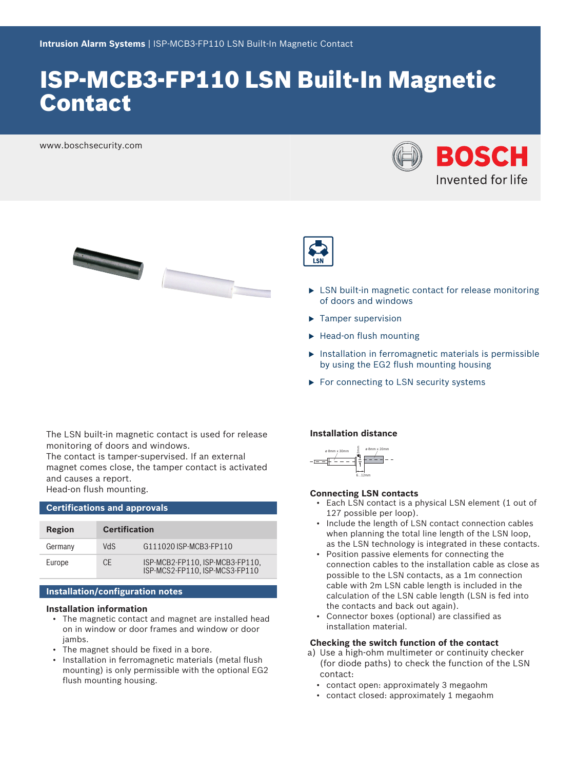Intrusion Alarm Systems | ISP-MCB3-FP110 LSN Built-In Magnetic Contact

# ISP-MCB3-FP110 LSN Built-In Magnetic Contact

www.boschsecurity.com

BOSCH
Invented for life

- LSN built-in magnetic contact for release monitoring of doors and windows
- Tamper supervision
- Head-on flush mounting
- Installation in ferromagnetic materials is permissible by using the EG2 flush mounting housing
- For connecting to LSN security systems

The LSN built-in magnetic contact is used for release monitoring of doors and windows.
The contact is tamper-supervised. If an external magnet comes close, the tamper contact is activated and causes a report.
Head-on flush mounting.

## Certifications and approvals

| Region | Certification | |
|---|---|---|
| Germany | VdS | G111020 ISP-MCB3-FP110 |
| Europe | CE | ISP-MCB2-FP110, ISP-MCB3-FP110, ISP-MCS2-FP110, ISP-MCS3-FP110 |

## Installation/configuration notes

### Installation information

- The magnetic contact and magnet are installed head on in window or door frames and window or door jambs.
- The magnet should be fixed in a bore.
- Installation in ferromagnetic materials (metal flush mounting) is only permissible with the optional EG2 flush mounting housing.

### Installation distance

ø 8mm x 30mm
ø 8mm x 20mm
6...12mm

### Connecting LSN contacts

- Each LSN contact is a physical LSN element (1 out of 127 possible per loop).
- Include the length of LSN contact connection cables when planning the total line length of the LSN loop, as the LSN technology is integrated in these contacts.
- Position passive elements for connecting the connection cables to the installation cable as close as possible to the LSN contacts, as a 1m connection cable with 2m LSN cable length is included in the calculation of the LSN cable length (LSN is fed into the contacts and back out again).
- Connector boxes (optional) are classified as installation material.

### Checking the switch function of the contact

a) Use a high-ohm multimeter or continuity checker (for diode paths) to check the function of the LSN contact:
   - contact open: approximately 3 megaohm
   - contact closed: approximately 1 megaohm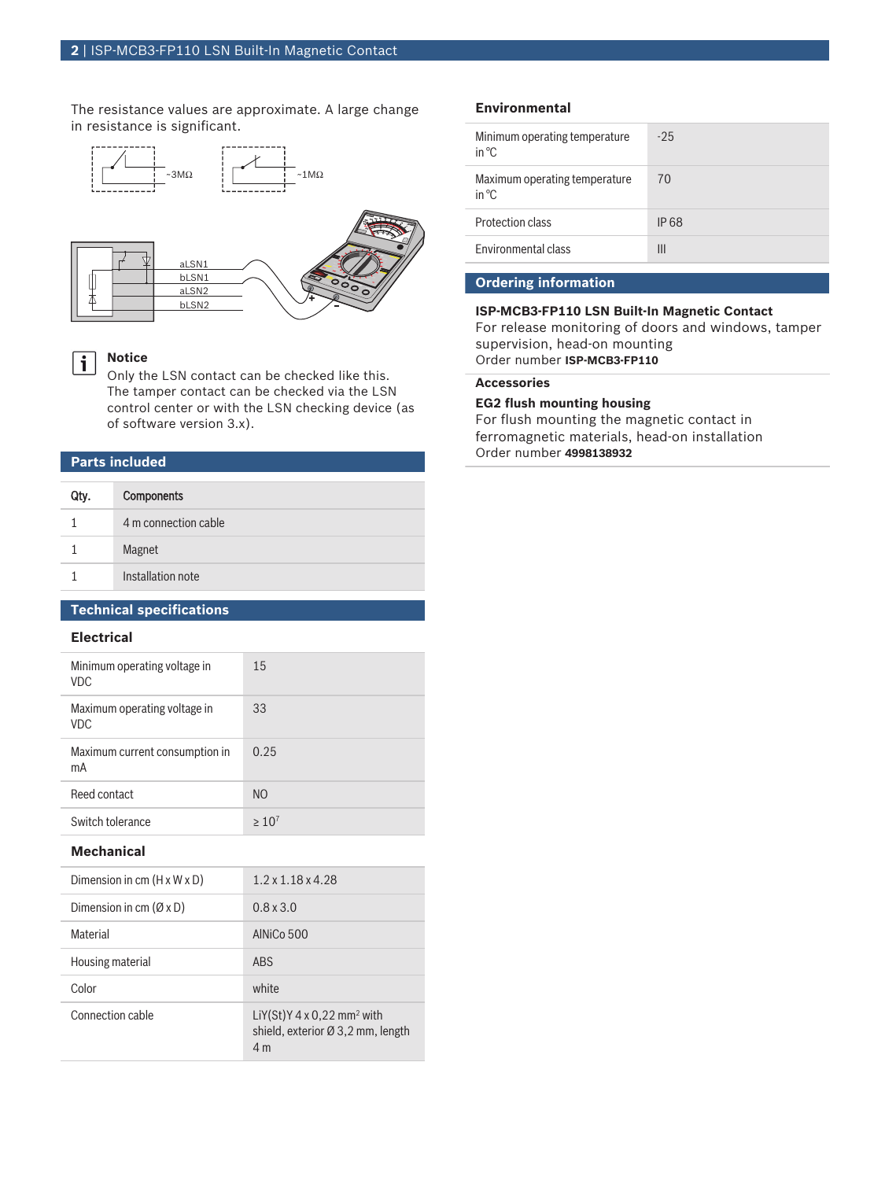The resistance values are approximate. A large change in resistance is significant.

~3MΩ

~1MΩ

aLSN1
bLSN1
aLSN2
bLSN2

**Notice**
Only the LSN contact can be checked like this. The tamper contact can be checked via the LSN control center or with the LSN checking device (as of software version 3.x).

## Parts included

| Qty. | Components |
| --- | --- |
| 1 | 4 m connection cable |
| 1 | Magnet |
| 1 | Installation note |

## Technical specifications

### Electrical

| | |
| --- | --- |
| Minimum operating voltage in VDC | 15 |
| Maximum operating voltage in VDC | 33 |
| Maximum current consumption in mA | 0.25 |
| Reed contact | NO |
| Switch tolerance | $\geq 10^7$ |

### Mechanical

| | |
| --- | --- |
| Dimension in cm (H x W x D) | 1.2 x 1.18 x 4.28 |
| Dimension in cm (Ø x D) | 0.8 x 3.0 |
| Material | AlNiCo 500 |
| Housing material | ABS |
| Color | white |
| Connection cable | LiY(St)Y 4 x 0,22 $mm^2$ with shield, exterior Ø 3,2 mm, length 4 m |

### Environmental

| | |
| --- | --- |
| Minimum operating temperature in °C | -25 |
| Maximum operating temperature in °C | 70 |
| Protection class | IP 68 |
| Environmental class | III |

## Ordering information

**ISP-MCB3-FP110 LSN Built-In Magnetic Contact**
For release monitoring of doors and windows, tamper supervision, head-on mounting
Order number **ISP-MCB3-FP110**

**Accessories**

**EG2 flush mounting housing**
For flush mounting the magnetic contact in ferromagnetic materials, head-on installation
Order number **4998138932**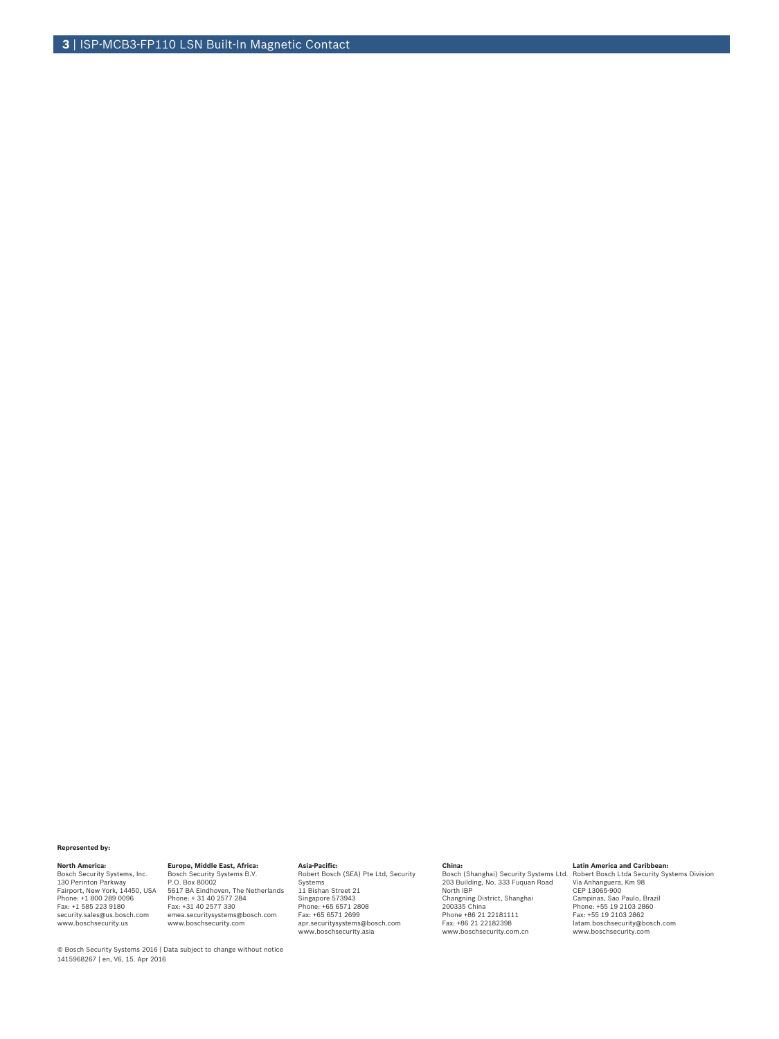**Represented by:**

**North America:**
Bosch Security Systems, Inc.
130 Perinton Parkway
Fairport, New York, 14450, USA
Phone: +1 800 289 0096
Fax: +1 585 223 9180
security.sales@us.bosch.com
www.boschsecurity.us

**Europe, Middle East, Africa:**
Bosch Security Systems B.V.
P.O. Box 80002
5617 BA Eindhoven, The Netherlands
Phone: + 31 40 2577 284
Fax: +31 40 2577 330
emea.securitysystems@bosch.com
www.boschsecurity.com

**Asia-Pacific:**
Robert Bosch (SEA) Pte Ltd, Security Systems
11 Bishan Street 21
Singapore 573943
Phone: +65 6571 2808
Fax: +65 6571 2699
apr.securitysystems@bosch.com
www.boschsecurity.asia

**China:**
Bosch (Shanghai) Security Systems Ltd.
203 Building, No. 333 Fuquan Road
North IBP
Changning District, Shanghai
200335 China
Phone +86 21 22181111
Fax: +86 21 22182398
www.boschsecurity.com.cn

**Latin America and Caribbean:**
Robert Bosch Ltda Security Systems Division
Via Anhanguera, Km 98
CEP 13065-900
Campinas, Sao Paulo, Brazil
Phone: +55 19 2103 2860
Fax: +55 19 2103 2862
latam.boschsecurity@bosch.com
www.boschsecurity.com

© Bosch Security Systems 2016 | Data subject to change without notice
1415968267 | en, V6, 15. Apr 2016